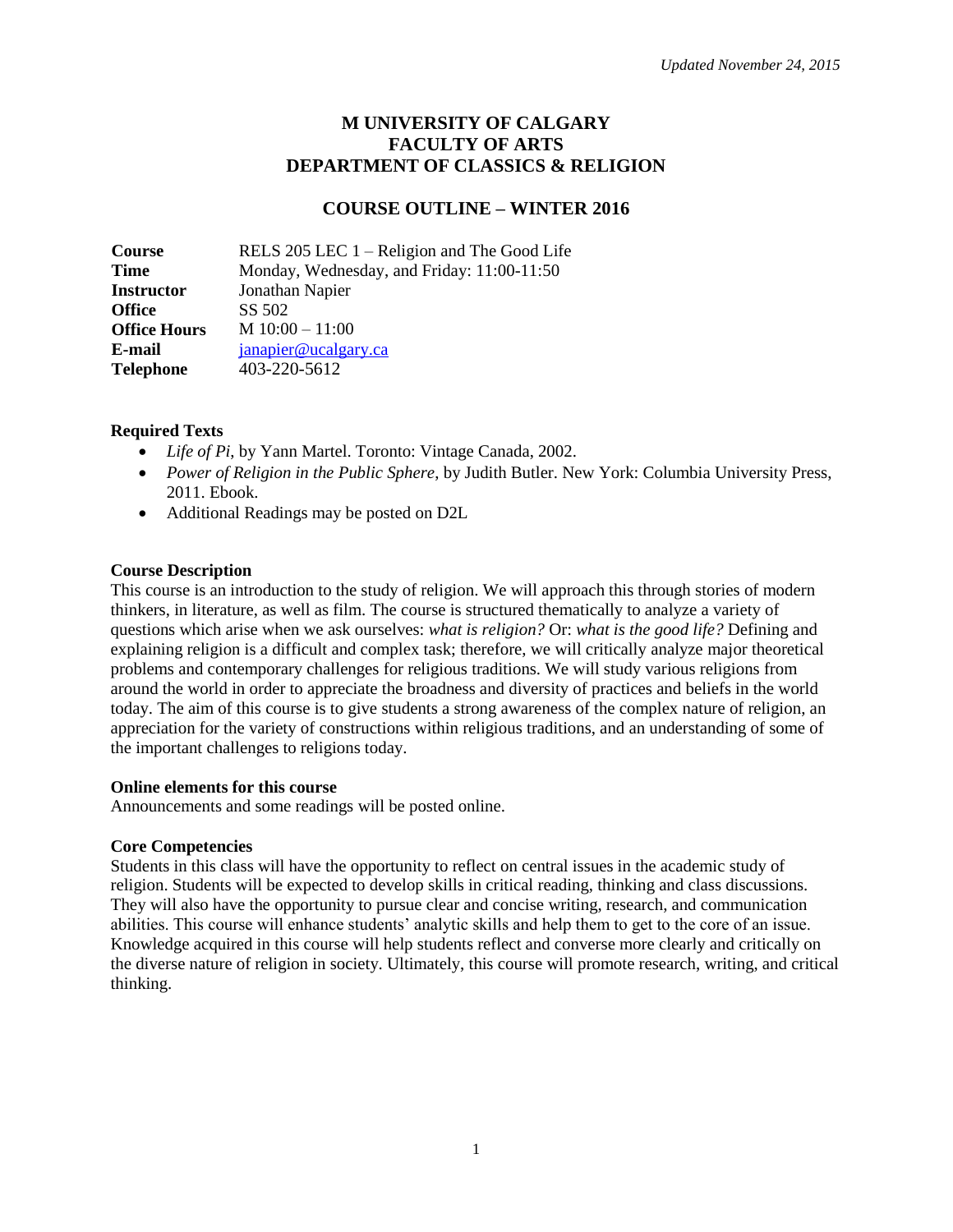*Updated November 24, 2015*

# M UNIVERSITY OF CALGARY
# FACULTY OF ARTS
# DEPARTMENT OF CLASSICS & RELIGION

## COURSE OUTLINE – WINTER 2016

| | |
|---|---|
| **Course** | RELS 205 LEC 1 – Religion and The Good Life |
| **Time** | Monday, Wednesday, and Friday: 11:00-11:50 |
| **Instructor** | Jonathan Napier |
| **Office** | SS 502 |
| **Office Hours** | M 10:00 – 11:00 |
| **E-mail** | janapier@ucalgary.ca |
| **Telephone** | 403-220-5612 |

**Required Texts**

- *Life of Pi*, by Yann Martel. Toronto: Vintage Canada, 2002.
- *Power of Religion in the Public Sphere*, by Judith Butler. New York: Columbia University Press, 2011. Ebook.
- Additional Readings may be posted on D2L

**Course Description**

This course is an introduction to the study of religion. We will approach this through stories of modern thinkers, in literature, as well as film. The course is structured thematically to analyze a variety of questions which arise when we ask ourselves: *what is religion?* Or: *what is the good life?* Defining and explaining religion is a difficult and complex task; therefore, we will critically analyze major theoretical problems and contemporary challenges for religious traditions. We will study various religions from around the world in order to appreciate the broadness and diversity of practices and beliefs in the world today. The aim of this course is to give students a strong awareness of the complex nature of religion, an appreciation for the variety of constructions within religious traditions, and an understanding of some of the important challenges to religions today.

**Online elements for this course**

Announcements and some readings will be posted online.

**Core Competencies**

Students in this class will have the opportunity to reflect on central issues in the academic study of religion. Students will be expected to develop skills in critical reading, thinking and class discussions. They will also have the opportunity to pursue clear and concise writing, research, and communication abilities. This course will enhance students' analytic skills and help them to get to the core of an issue. Knowledge acquired in this course will help students reflect and converse more clearly and critically on the diverse nature of religion in society. Ultimately, this course will promote research, writing, and critical thinking.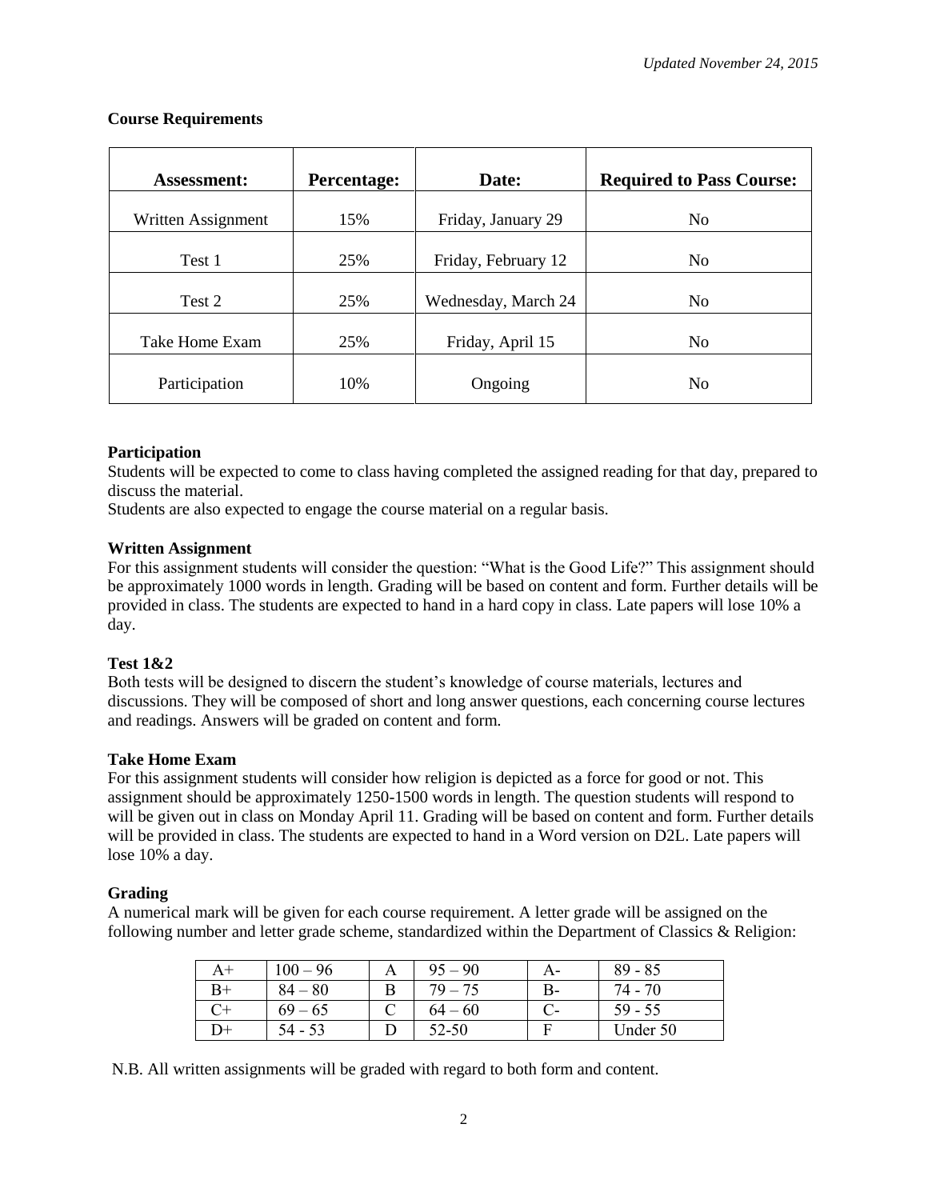*Updated November 24, 2015*

**Course Requirements**

| Assessment: | Percentage: | Date: | Required to Pass Course: |
|---|---|---|---|
| Written Assignment | 15% | Friday, January 29 | No |
| Test 1 | 25% | Friday, February 12 | No |
| Test 2 | 25% | Wednesday, March 24 | No |
| Take Home Exam | 25% | Friday, April 15 | No |
| Participation | 10% | Ongoing | No |

**Participation**
Students will be expected to come to class having completed the assigned reading for that day, prepared to discuss the material.
Students are also expected to engage the course material on a regular basis.

**Written Assignment**
For this assignment students will consider the question: "What is the Good Life?" This assignment should be approximately 1000 words in length. Grading will be based on content and form. Further details will be provided in class. The students are expected to hand in a hard copy in class. Late papers will lose 10% a day.

**Test 1&2**
Both tests will be designed to discern the student's knowledge of course materials, lectures and discussions. They will be composed of short and long answer questions, each concerning course lectures and readings. Answers will be graded on content and form.

**Take Home Exam**
For this assignment students will consider how religion is depicted as a force for good or not. This assignment should be approximately 1250-1500 words in length. The question students will respond to will be given out in class on Monday April 11. Grading will be based on content and form. Further details will be provided in class. The students are expected to hand in a Word version on D2L. Late papers will lose 10% a day.

**Grading**
A numerical mark will be given for each course requirement. A letter grade will be assigned on the following number and letter grade scheme, standardized within the Department of Classics & Religion:

| | | | | | |
|---|---|---|---|---|---|
| A+ | 100 – 96 | A | 95 – 90 | A- | 89 - 85 |
| B+ | 84 – 80 | B | 79 – 75 | B- | 74 - 70 |
| C+ | 69 – 65 | C | 64 – 60 | C- | 59 - 55 |
| D+ | 54 - 53 | D | 52-50 | F | Under 50 |

N.B. All written assignments will be graded with regard to both form and content.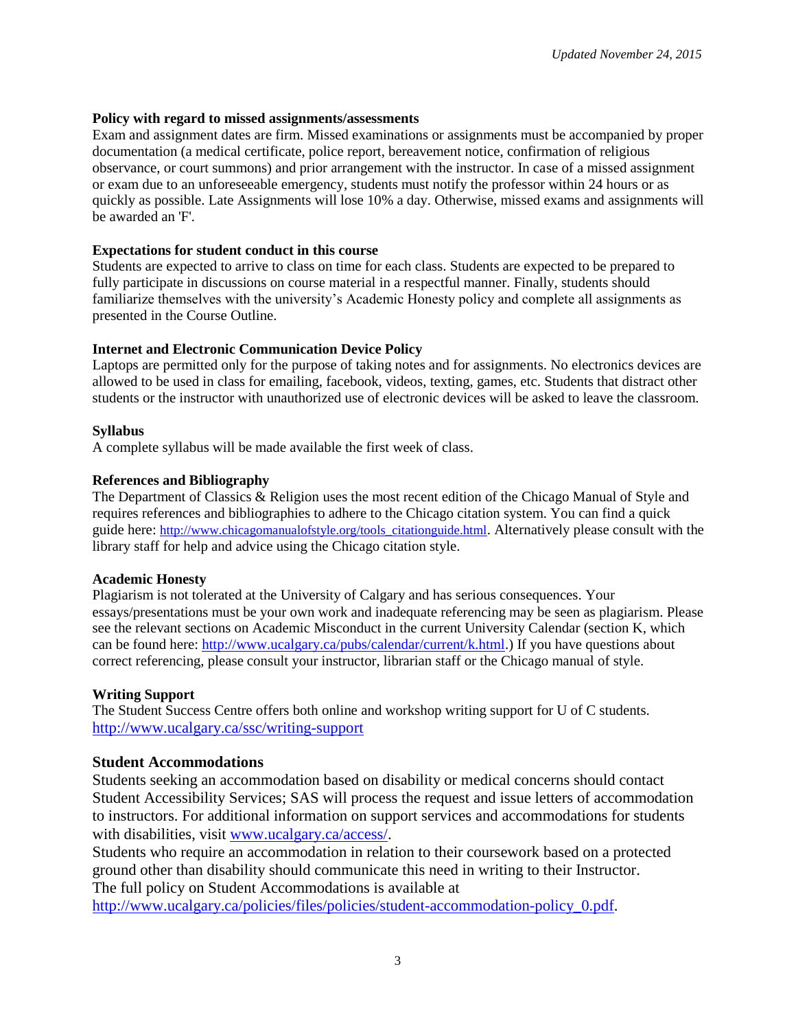*Updated November 24, 2015*

**Policy with regard to missed assignments/assessments**

Exam and assignment dates are firm. Missed examinations or assignments must be accompanied by proper documentation (a medical certificate, police report, bereavement notice, confirmation of religious observance, or court summons) and prior arrangement with the instructor. In case of a missed assignment or exam due to an unforeseeable emergency, students must notify the professor within 24 hours or as quickly as possible. Late Assignments will lose 10% a day. Otherwise, missed exams and assignments will be awarded an 'F'.

**Expectations for student conduct in this course**

Students are expected to arrive to class on time for each class. Students are expected to be prepared to fully participate in discussions on course material in a respectful manner. Finally, students should familiarize themselves with the university's Academic Honesty policy and complete all assignments as presented in the Course Outline.

**Internet and Electronic Communication Device Policy**

Laptops are permitted only for the purpose of taking notes and for assignments. No electronics devices are allowed to be used in class for emailing, facebook, videos, texting, games, etc. Students that distract other students or the instructor with unauthorized use of electronic devices will be asked to leave the classroom.

**Syllabus**

A complete syllabus will be made available the first week of class.

**References and Bibliography**

The Department of Classics & Religion uses the most recent edition of the Chicago Manual of Style and requires references and bibliographies to adhere to the Chicago citation system. You can find a quick guide here: http://www.chicagomanualofstyle.org/tools_citationguide.html. Alternatively please consult with the library staff for help and advice using the Chicago citation style.

**Academic Honesty**

Plagiarism is not tolerated at the University of Calgary and has serious consequences. Your essays/presentations must be your own work and inadequate referencing may be seen as plagiarism. Please see the relevant sections on Academic Misconduct in the current University Calendar (section K, which can be found here: http://www.ucalgary.ca/pubs/calendar/current/k.html.) If you have questions about correct referencing, please consult your instructor, librarian staff or the Chicago manual of style.

**Writing Support**

The Student Success Centre offers both online and workshop writing support for U of C students. http://www.ucalgary.ca/ssc/writing-support

**Student Accommodations**

Students seeking an accommodation based on disability or medical concerns should contact Student Accessibility Services; SAS will process the request and issue letters of accommodation to instructors. For additional information on support services and accommodations for students with disabilities, visit www.ucalgary.ca/access/.

Students who require an accommodation in relation to their coursework based on a protected ground other than disability should communicate this need in writing to their Instructor.

The full policy on Student Accommodations is available at http://www.ucalgary.ca/policies/files/policies/student-accommodation-policy_0.pdf.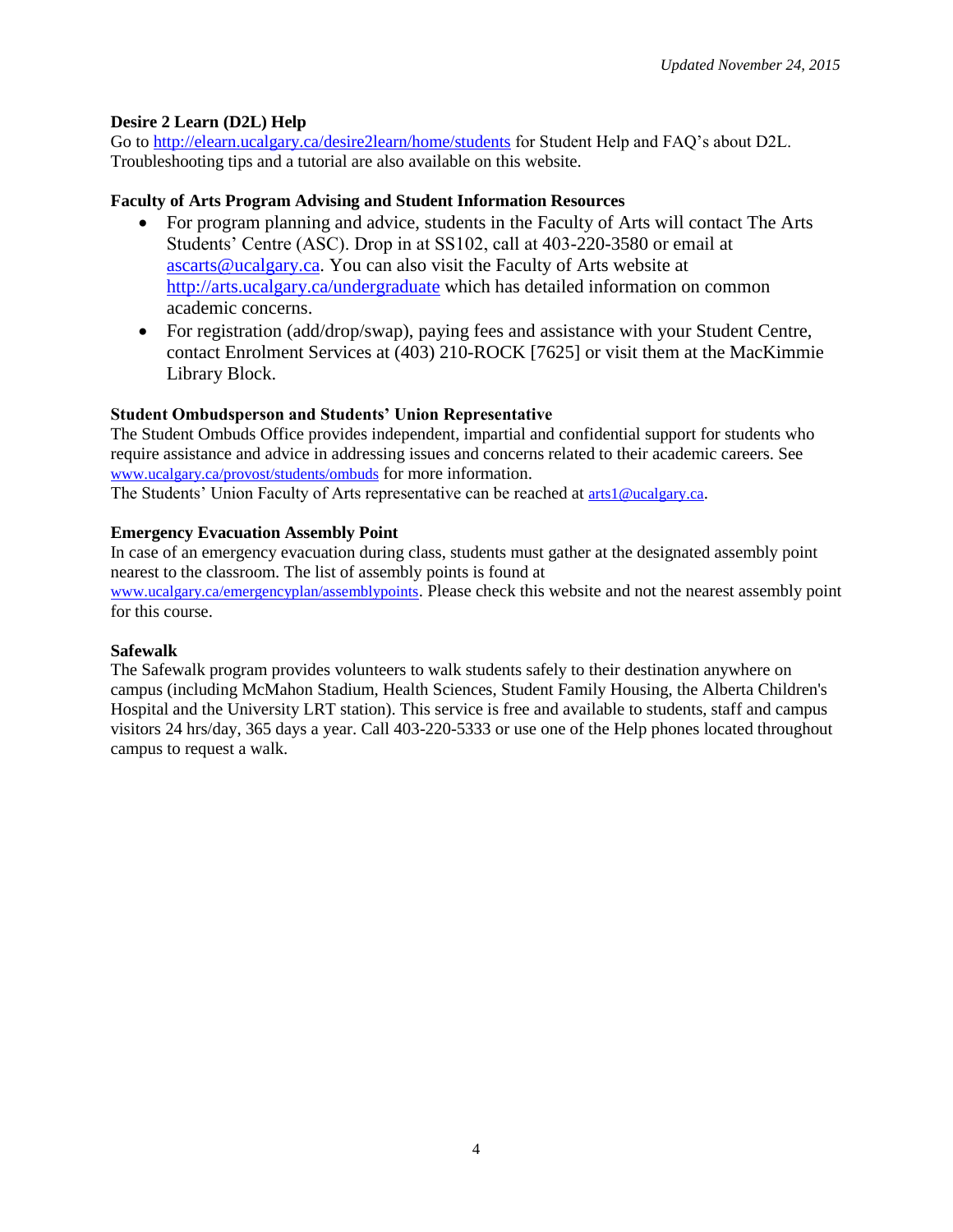### Desire 2 Learn (D2L) Help

Go to http://elearn.ucalgary.ca/desire2learn/home/students for Student Help and FAQ's about D2L. Troubleshooting tips and a tutorial are also available on this website.

### Faculty of Arts Program Advising and Student Information Resources

- For program planning and advice, students in the Faculty of Arts will contact The Arts Students' Centre (ASC). Drop in at SS102, call at 403-220-3580 or email at ascarts@ucalgary.ca. You can also visit the Faculty of Arts website at http://arts.ucalgary.ca/undergraduate which has detailed information on common academic concerns.
- For registration (add/drop/swap), paying fees and assistance with your Student Centre, contact Enrolment Services at (403) 210-ROCK [7625] or visit them at the MacKimmie Library Block.

### Student Ombudsperson and Students' Union Representative

The Student Ombuds Office provides independent, impartial and confidential support for students who require assistance and advice in addressing issues and concerns related to their academic careers. See www.ucalgary.ca/provost/students/ombuds for more information.

The Students' Union Faculty of Arts representative can be reached at arts1@ucalgary.ca.

### Emergency Evacuation Assembly Point

In case of an emergency evacuation during class, students must gather at the designated assembly point nearest to the classroom. The list of assembly points is found at www.ucalgary.ca/emergencyplan/assemblypoints. Please check this website and not the nearest assembly point for this course.

### Safewalk

The Safewalk program provides volunteers to walk students safely to their destination anywhere on campus (including McMahon Stadium, Health Sciences, Student Family Housing, the Alberta Children's Hospital and the University LRT station). This service is free and available to students, staff and campus visitors 24 hrs/day, 365 days a year. Call 403-220-5333 or use one of the Help phones located throughout campus to request a walk.